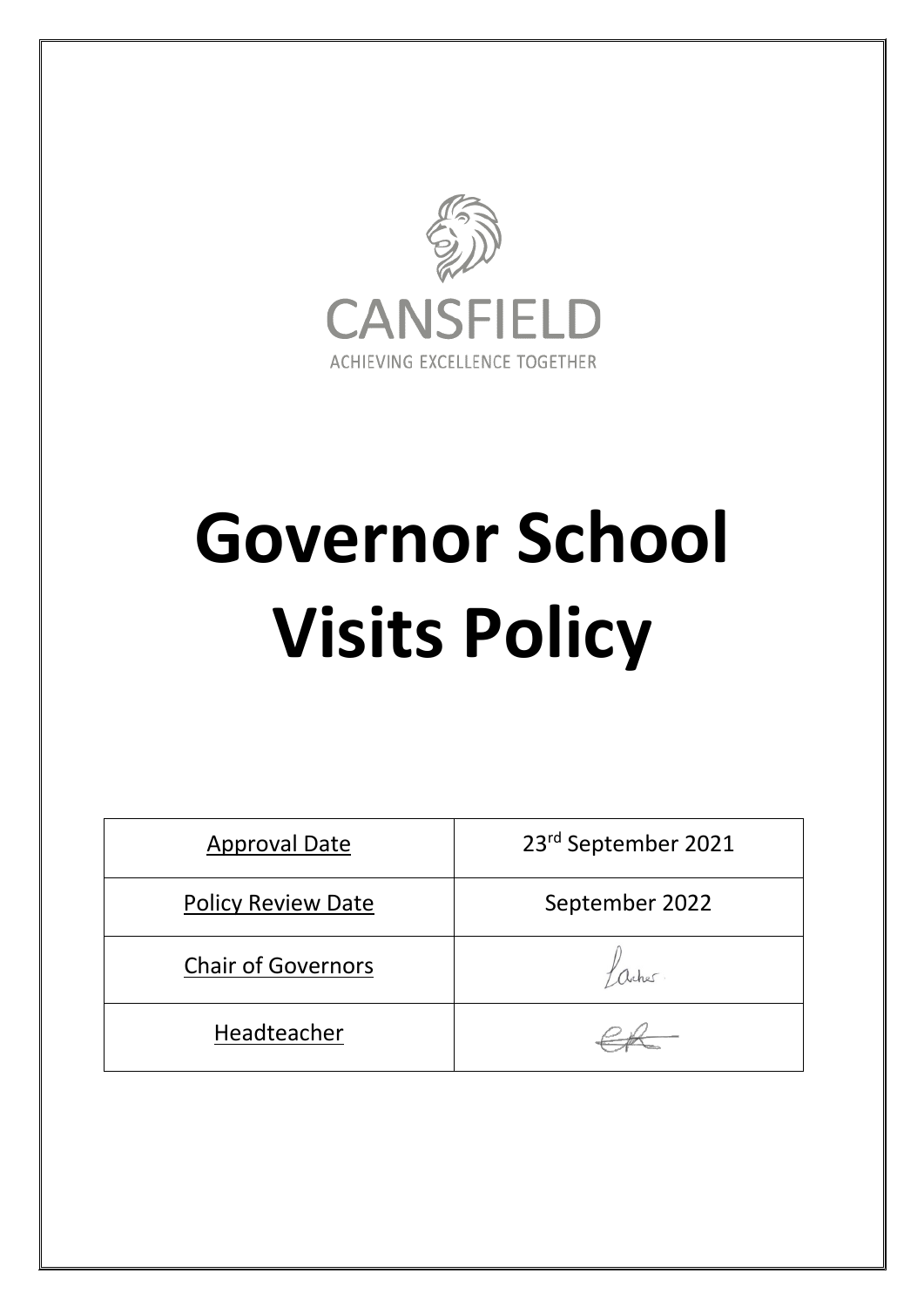CANSFIELD

ACHIEVING EXCELLENCE TOGETHER

# Governor School Visits Policy

| Approval Date | 23rd September 2021 |
|---|---|
| Policy Review Date | September 2022 |
| Chair of Governors | |
| Headteacher | |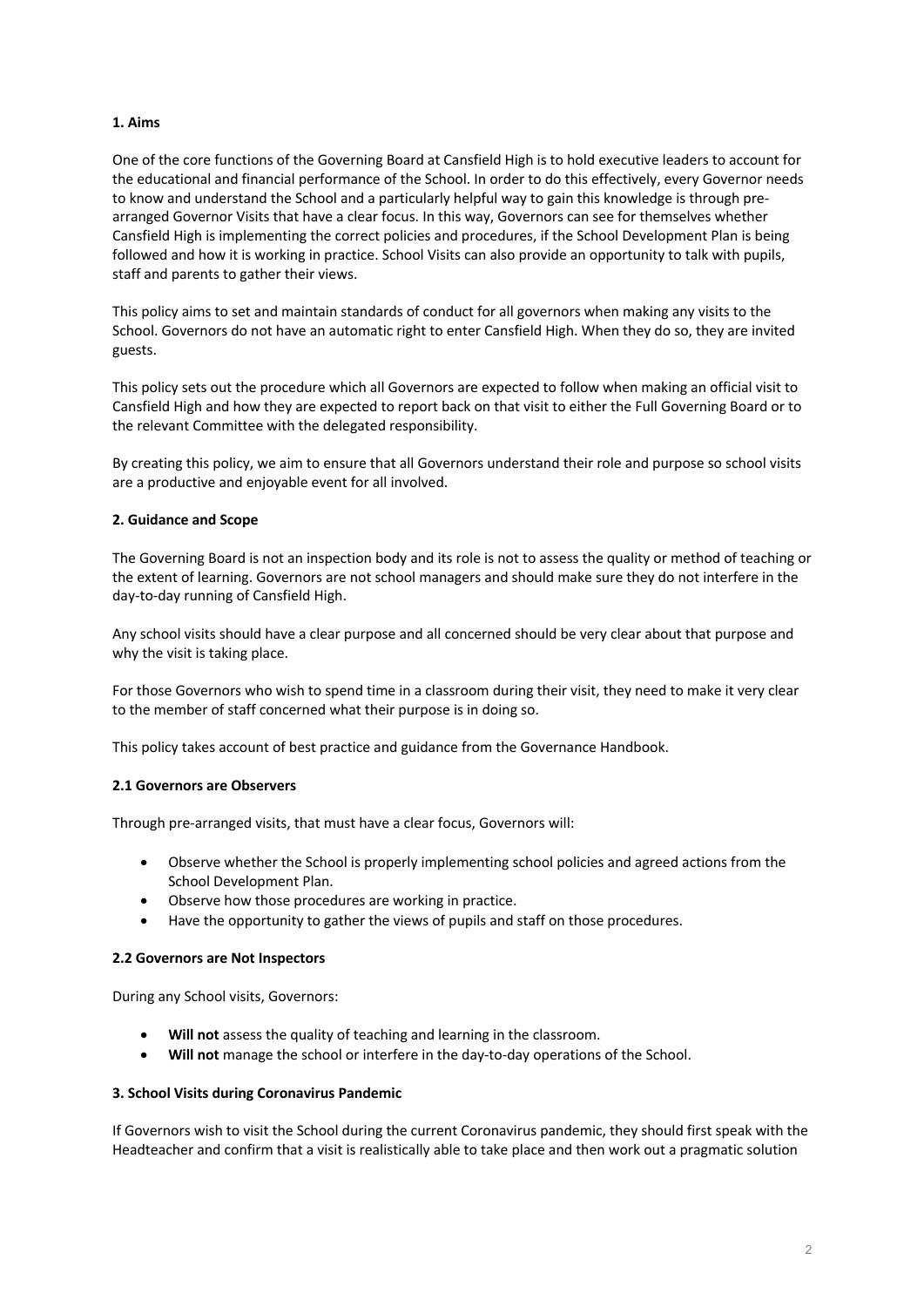## 1. Aims

One of the core functions of the Governing Board at Cansfield High is to hold executive leaders to account for the educational and financial performance of the School. In order to do this effectively, every Governor needs to know and understand the School and a particularly helpful way to gain this knowledge is through pre-arranged Governor Visits that have a clear focus. In this way, Governors can see for themselves whether Cansfield High is implementing the correct policies and procedures, if the School Development Plan is being followed and how it is working in practice. School Visits can also provide an opportunity to talk with pupils, staff and parents to gather their views.

This policy aims to set and maintain standards of conduct for all governors when making any visits to the School. Governors do not have an automatic right to enter Cansfield High. When they do so, they are invited guests.

This policy sets out the procedure which all Governors are expected to follow when making an official visit to Cansfield High and how they are expected to report back on that visit to either the Full Governing Board or to the relevant Committee with the delegated responsibility.

By creating this policy, we aim to ensure that all Governors understand their role and purpose so school visits are a productive and enjoyable event for all involved.

## 2. Guidance and Scope

The Governing Board is not an inspection body and its role is not to assess the quality or method of teaching or the extent of learning. Governors are not school managers and should make sure they do not interfere in the day-to-day running of Cansfield High.

Any school visits should have a clear purpose and all concerned should be very clear about that purpose and why the visit is taking place.

For those Governors who wish to spend time in a classroom during their visit, they need to make it very clear to the member of staff concerned what their purpose is in doing so.

This policy takes account of best practice and guidance from the Governance Handbook.

### 2.1 Governors are Observers

Through pre-arranged visits, that must have a clear focus, Governors will:

- Observe whether the School is properly implementing school policies and agreed actions from the School Development Plan.
- Observe how those procedures are working in practice.
- Have the opportunity to gather the views of pupils and staff on those procedures.

### 2.2 Governors are Not Inspectors

During any School visits, Governors:

- **Will not** assess the quality of teaching and learning in the classroom.
- **Will not** manage the school or interfere in the day-to-day operations of the School.

## 3. School Visits during Coronavirus Pandemic

If Governors wish to visit the School during the current Coronavirus pandemic, they should first speak with the Headteacher and confirm that a visit is realistically able to take place and then work out a pragmatic solution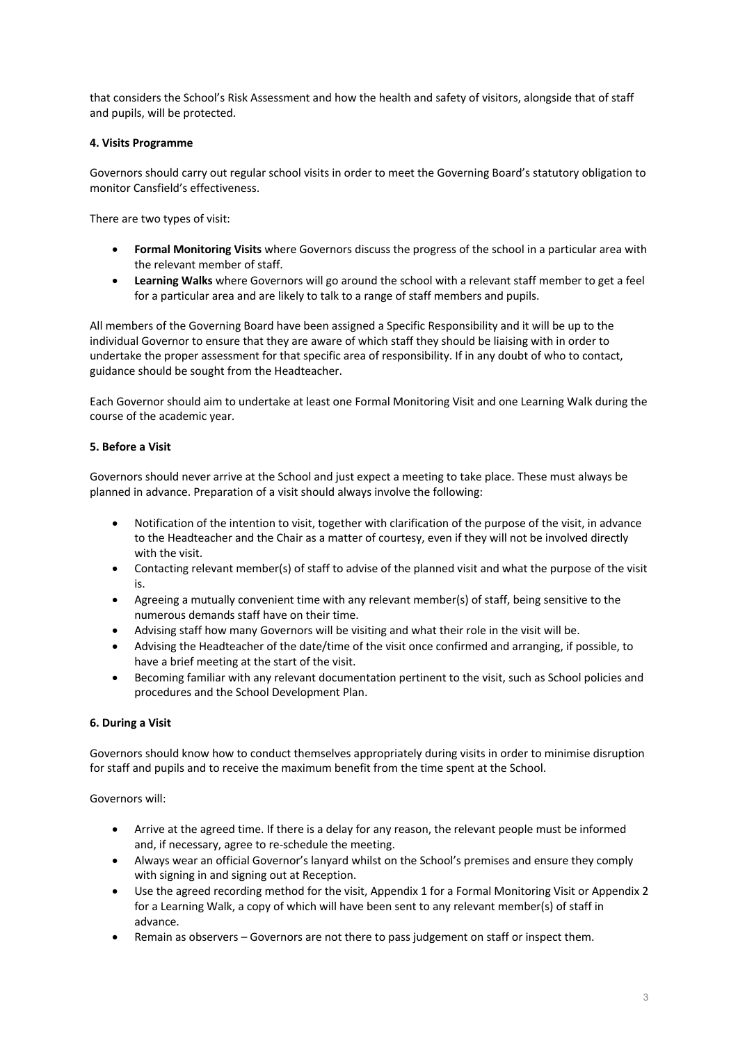that considers the School's Risk Assessment and how the health and safety of visitors, alongside that of staff and pupils, will be protected.

**4. Visits Programme**

Governors should carry out regular school visits in order to meet the Governing Board's statutory obligation to monitor Cansfield's effectiveness.

There are two types of visit:

- **Formal Monitoring Visits** where Governors discuss the progress of the school in a particular area with the relevant member of staff.
- **Learning Walks** where Governors will go around the school with a relevant staff member to get a feel for a particular area and are likely to talk to a range of staff members and pupils.

All members of the Governing Board have been assigned a Specific Responsibility and it will be up to the individual Governor to ensure that they are aware of which staff they should be liaising with in order to undertake the proper assessment for that specific area of responsibility. If in any doubt of who to contact, guidance should be sought from the Headteacher.

Each Governor should aim to undertake at least one Formal Monitoring Visit and one Learning Walk during the course of the academic year.

**5. Before a Visit**

Governors should never arrive at the School and just expect a meeting to take place. These must always be planned in advance. Preparation of a visit should always involve the following:

- Notification of the intention to visit, together with clarification of the purpose of the visit, in advance to the Headteacher and the Chair as a matter of courtesy, even if they will not be involved directly with the visit.
- Contacting relevant member(s) of staff to advise of the planned visit and what the purpose of the visit is.
- Agreeing a mutually convenient time with any relevant member(s) of staff, being sensitive to the numerous demands staff have on their time.
- Advising staff how many Governors will be visiting and what their role in the visit will be.
- Advising the Headteacher of the date/time of the visit once confirmed and arranging, if possible, to have a brief meeting at the start of the visit.
- Becoming familiar with any relevant documentation pertinent to the visit, such as School policies and procedures and the School Development Plan.

**6. During a Visit**

Governors should know how to conduct themselves appropriately during visits in order to minimise disruption for staff and pupils and to receive the maximum benefit from the time spent at the School.

Governors will:

- Arrive at the agreed time. If there is a delay for any reason, the relevant people must be informed and, if necessary, agree to re-schedule the meeting.
- Always wear an official Governor's lanyard whilst on the School's premises and ensure they comply with signing in and signing out at Reception.
- Use the agreed recording method for the visit, Appendix 1 for a Formal Monitoring Visit or Appendix 2 for a Learning Walk, a copy of which will have been sent to any relevant member(s) of staff in advance.
- Remain as observers – Governors are not there to pass judgement on staff or inspect them.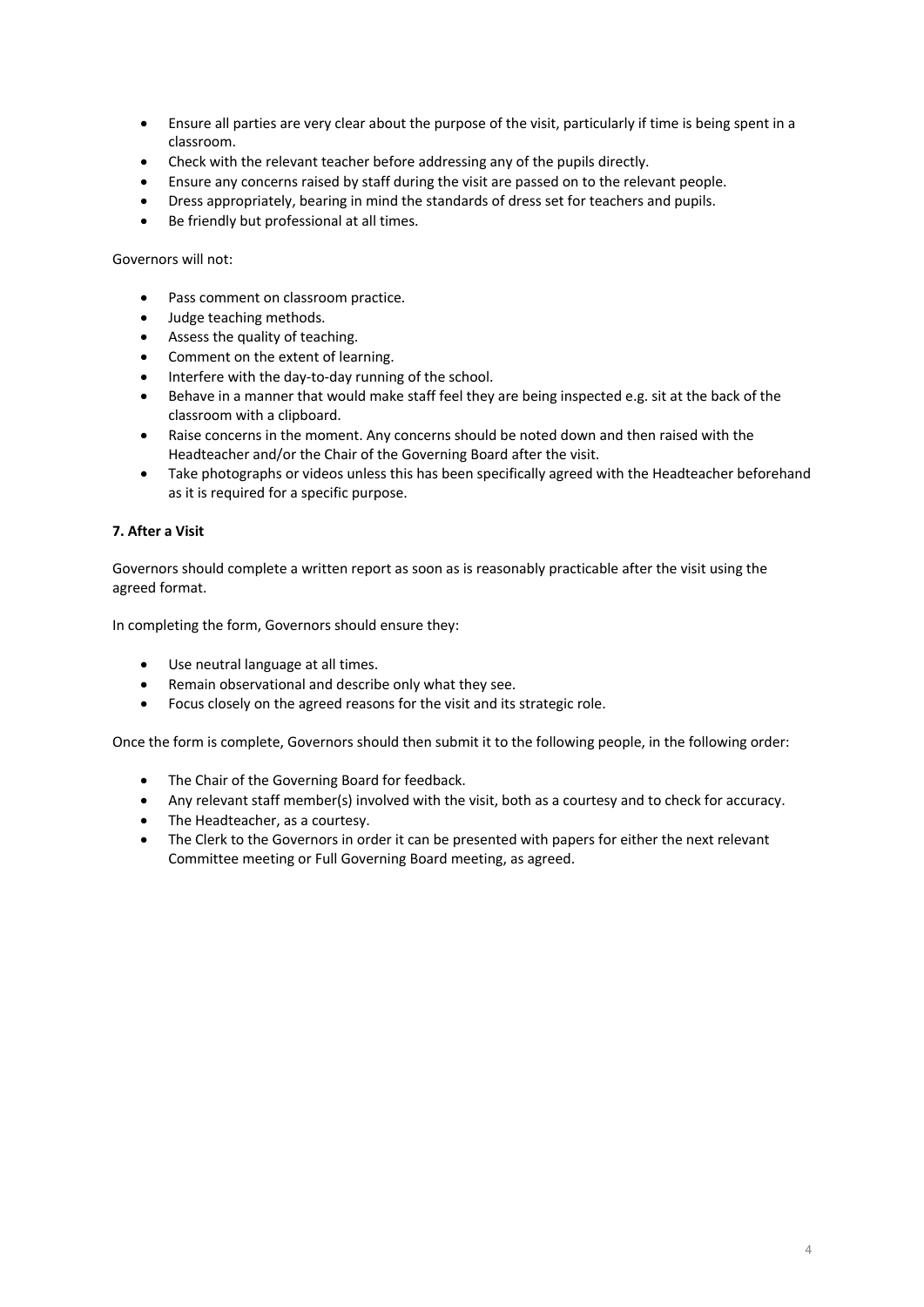- Ensure all parties are very clear about the purpose of the visit, particularly if time is being spent in a classroom.
- Check with the relevant teacher before addressing any of the pupils directly.
- Ensure any concerns raised by staff during the visit are passed on to the relevant people.
- Dress appropriately, bearing in mind the standards of dress set for teachers and pupils.
- Be friendly but professional at all times.

Governors will not:

- Pass comment on classroom practice.
- Judge teaching methods.
- Assess the quality of teaching.
- Comment on the extent of learning.
- Interfere with the day-to-day running of the school.
- Behave in a manner that would make staff feel they are being inspected e.g. sit at the back of the classroom with a clipboard.
- Raise concerns in the moment. Any concerns should be noted down and then raised with the Headteacher and/or the Chair of the Governing Board after the visit.
- Take photographs or videos unless this has been specifically agreed with the Headteacher beforehand as it is required for a specific purpose.

**7. After a Visit**

Governors should complete a written report as soon as is reasonably practicable after the visit using the agreed format.

In completing the form, Governors should ensure they:

- Use neutral language at all times.
- Remain observational and describe only what they see.
- Focus closely on the agreed reasons for the visit and its strategic role.

Once the form is complete, Governors should then submit it to the following people, in the following order:

- The Chair of the Governing Board for feedback.
- Any relevant staff member(s) involved with the visit, both as a courtesy and to check for accuracy.
- The Headteacher, as a courtesy.
- The Clerk to the Governors in order it can be presented with papers for either the next relevant Committee meeting or Full Governing Board meeting, as agreed.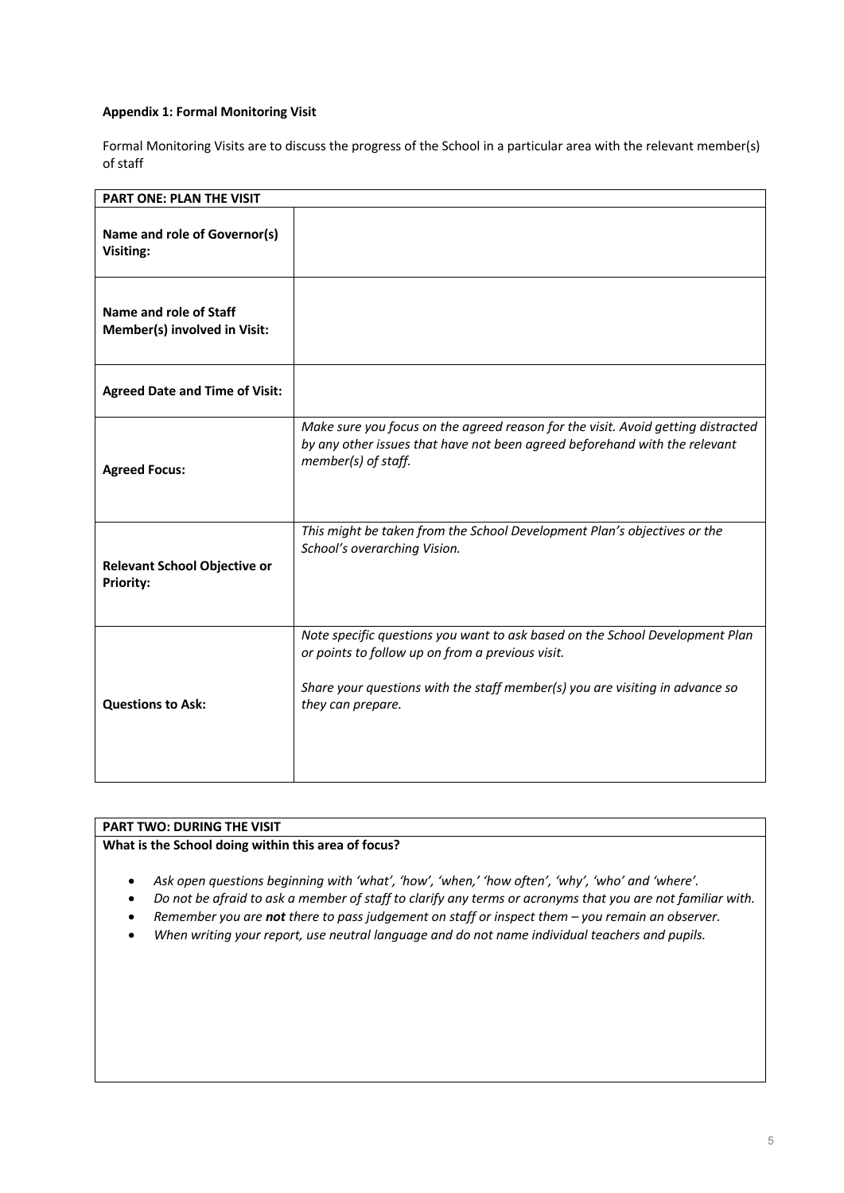**Appendix 1: Formal Monitoring Visit**

Formal Monitoring Visits are to discuss the progress of the School in a particular area with the relevant member(s) of staff

| **PART ONE: PLAN THE VISIT** | |
|---|---|
| **Name and role of Governor(s) Visiting:** | |
| **Name and role of Staff Member(s) involved in Visit:** | |
| **Agreed Date and Time of Visit:** | |
| **Agreed Focus:** | *Make sure you focus on the agreed reason for the visit. Avoid getting distracted by any other issues that have not been agreed beforehand with the relevant member(s) of staff.* |
| **Relevant School Objective or Priority:** | *This might be taken from the School Development Plan's objectives or the School's overarching Vision.* |
| **Questions to Ask:** | *Note specific questions you want to ask based on the School Development Plan or points to follow up on from a previous visit.*<br><br>*Share your questions with the staff member(s) you are visiting in advance so they can prepare.* |

| **PART TWO: DURING THE VISIT** |
|---|
| **What is the School doing within this area of focus?**<br><br>• *Ask open questions beginning with 'what', 'how', 'when,' 'how often', 'why', 'who' and 'where'.*<br>• *Do not be afraid to ask a member of staff to clarify any terms or acronyms that you are not familiar with.*<br>• *Remember you are **not** there to pass judgement on staff or inspect them – you remain an observer.*<br>• *When writing your report, use neutral language and do not name individual teachers and pupils.* |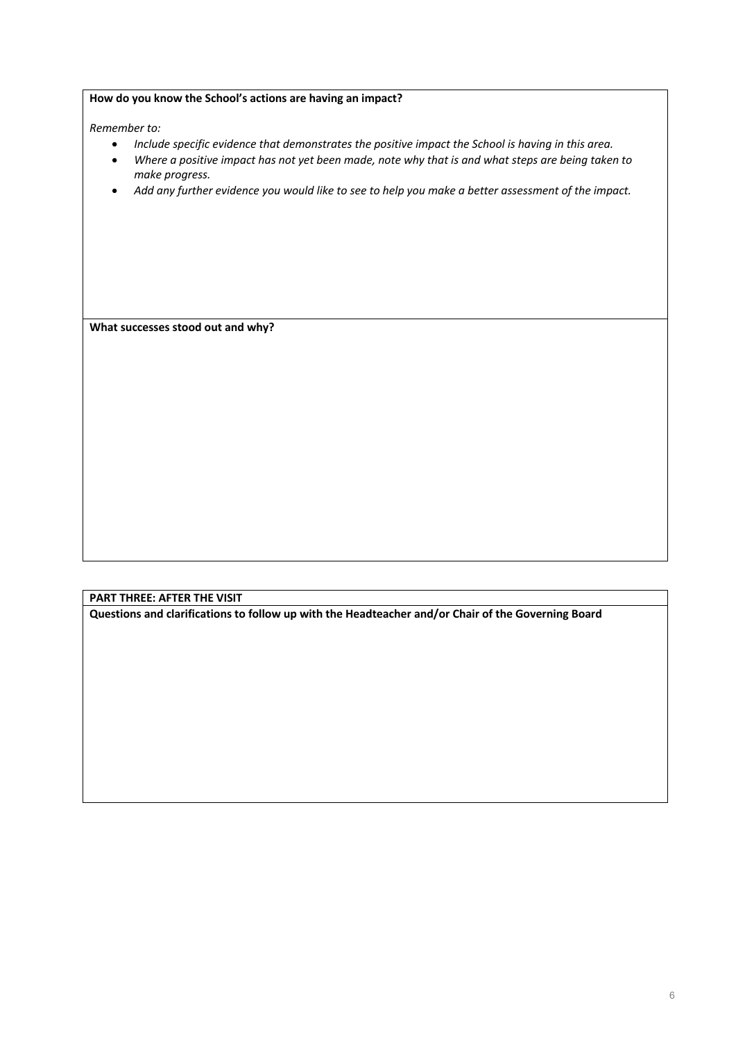**How do you know the School's actions are having an impact?**

*Remember to:*

- *Include specific evidence that demonstrates the positive impact the School is having in this area.*
- *Where a positive impact has not yet been made, note why that is and what steps are being taken to make progress.*
- *Add any further evidence you would like to see to help you make a better assessment of the impact.*

**What successes stood out and why?**

**PART THREE: AFTER THE VISIT**

**Questions and clarifications to follow up with the Headteacher and/or Chair of the Governing Board**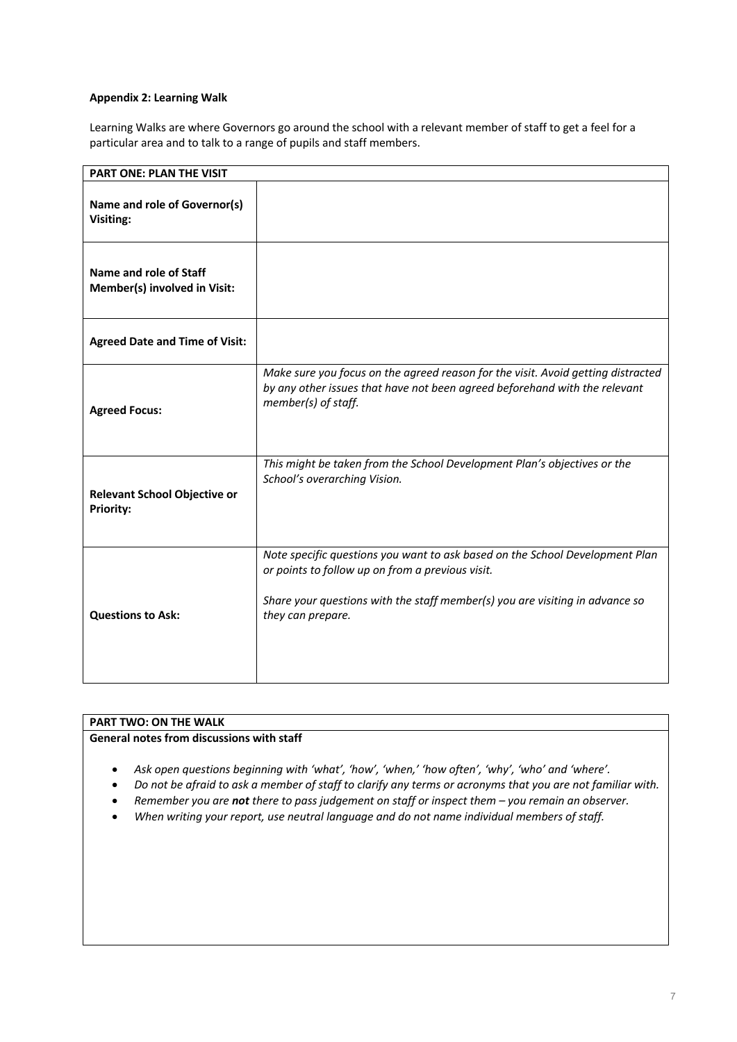**Appendix 2: Learning Walk**

Learning Walks are where Governors go around the school with a relevant member of staff to get a feel for a particular area and to talk to a range of pupils and staff members.

| **PART ONE: PLAN THE VISIT** | |
|---|---|
| **Name and role of Governor(s) Visiting:** | |
| **Name and role of Staff Member(s) involved in Visit:** | |
| **Agreed Date and Time of Visit:** | |
| **Agreed Focus:** | *Make sure you focus on the agreed reason for the visit. Avoid getting distracted by any other issues that have not been agreed beforehand with the relevant member(s) of staff.* |
| **Relevant School Objective or Priority:** | *This might be taken from the School Development Plan's objectives or the School's overarching Vision.* |
| **Questions to Ask:** | *Note specific questions you want to ask based on the School Development Plan or points to follow up on from a previous visit.* <br><br> *Share your questions with the staff member(s) you are visiting in advance so they can prepare.* |

| **PART TWO: ON THE WALK** |
|---|
| **General notes from discussions with staff** <br><br> • *Ask open questions beginning with 'what', 'how', 'when,' 'how often', 'why', 'who' and 'where'.* <br> • *Do not be afraid to ask a member of staff to clarify any terms or acronyms that you are not familiar with.* <br> • *Remember you are **not** there to pass judgement on staff or inspect them – you remain an observer.* <br> • *When writing your report, use neutral language and do not name individual members of staff.* |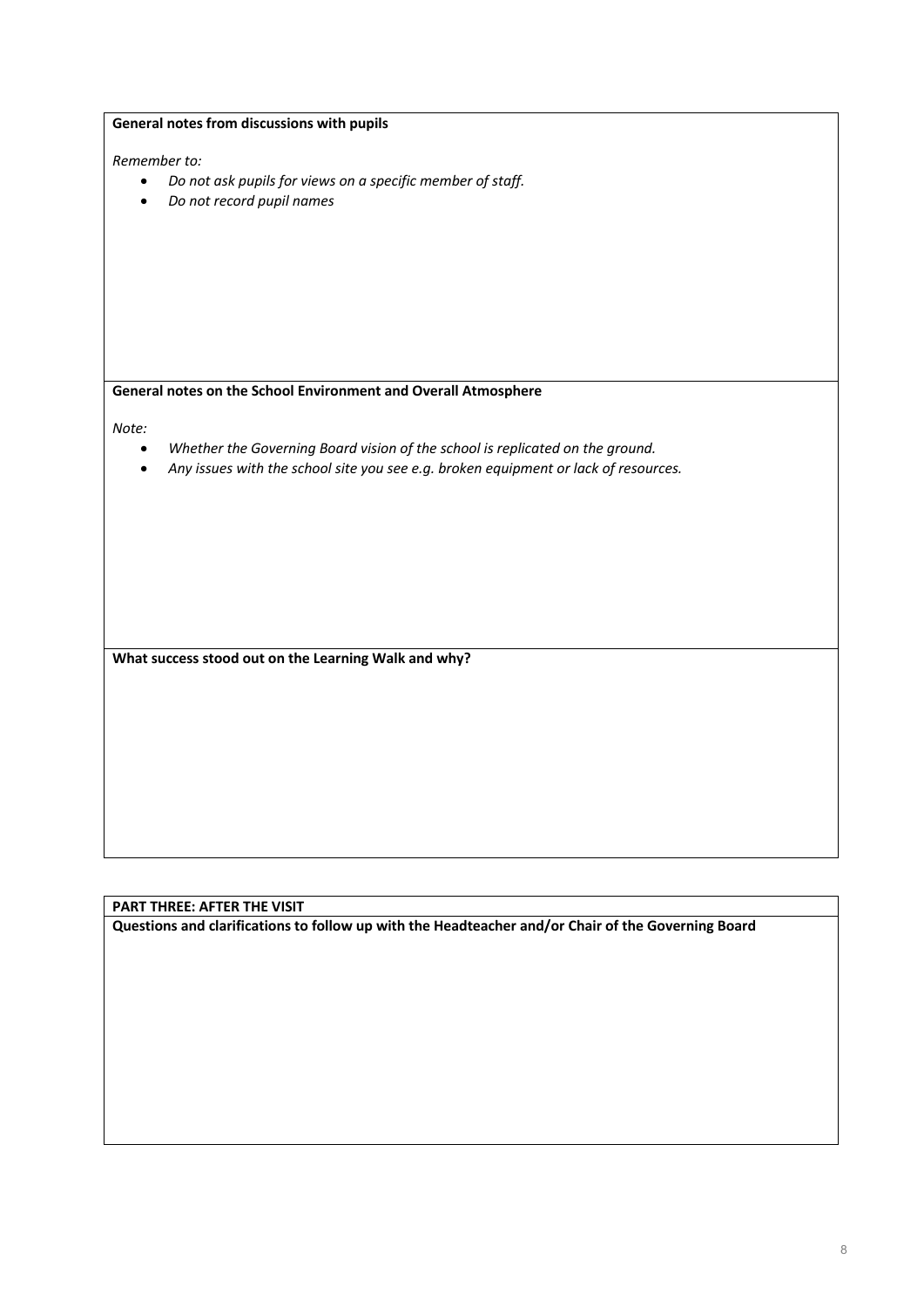**General notes from discussions with pupils**

*Remember to:*

- *Do not ask pupils for views on a specific member of staff.*
- *Do not record pupil names*

**General notes on the School Environment and Overall Atmosphere**

*Note:*

- *Whether the Governing Board vision of the school is replicated on the ground.*
- *Any issues with the school site you see e.g. broken equipment or lack of resources.*

**What success stood out on the Learning Walk and why?**

**PART THREE: AFTER THE VISIT**

**Questions and clarifications to follow up with the Headteacher and/or Chair of the Governing Board**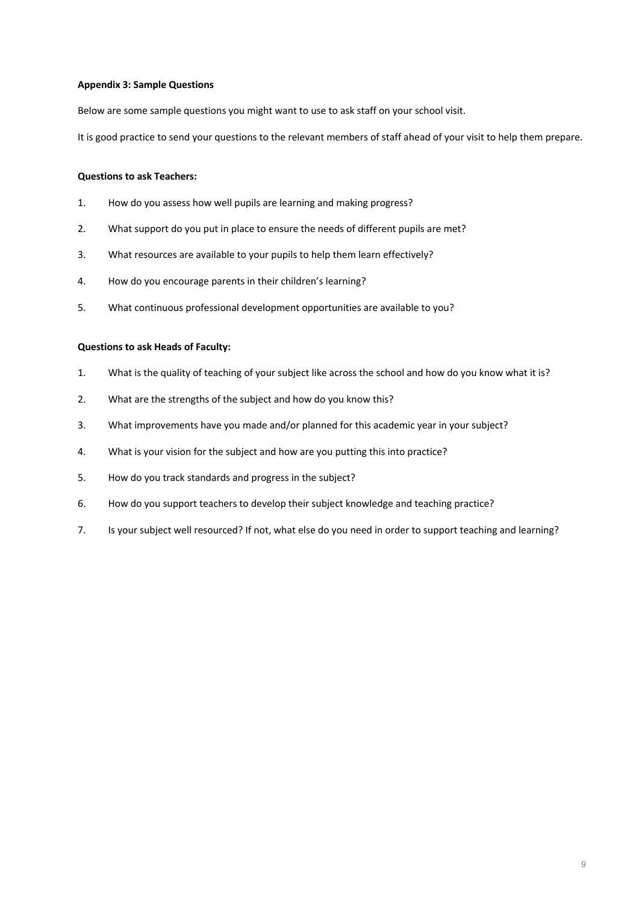**Appendix 3: Sample Questions**

Below are some sample questions you might want to use to ask staff on your school visit.

It is good practice to send your questions to the relevant members of staff ahead of your visit to help them prepare.

**Questions to ask Teachers:**

1. How do you assess how well pupils are learning and making progress?
2. What support do you put in place to ensure the needs of different pupils are met?
3. What resources are available to your pupils to help them learn effectively?
4. How do you encourage parents in their children's learning?
5. What continuous professional development opportunities are available to you?

**Questions to ask Heads of Faculty:**

1. What is the quality of teaching of your subject like across the school and how do you know what it is?
2. What are the strengths of the subject and how do you know this?
3. What improvements have you made and/or planned for this academic year in your subject?
4. What is your vision for the subject and how are you putting this into practice?
5. How do you track standards and progress in the subject?
6. How do you support teachers to develop their subject knowledge and teaching practice?
7. Is your subject well resourced? If not, what else do you need in order to support teaching and learning?